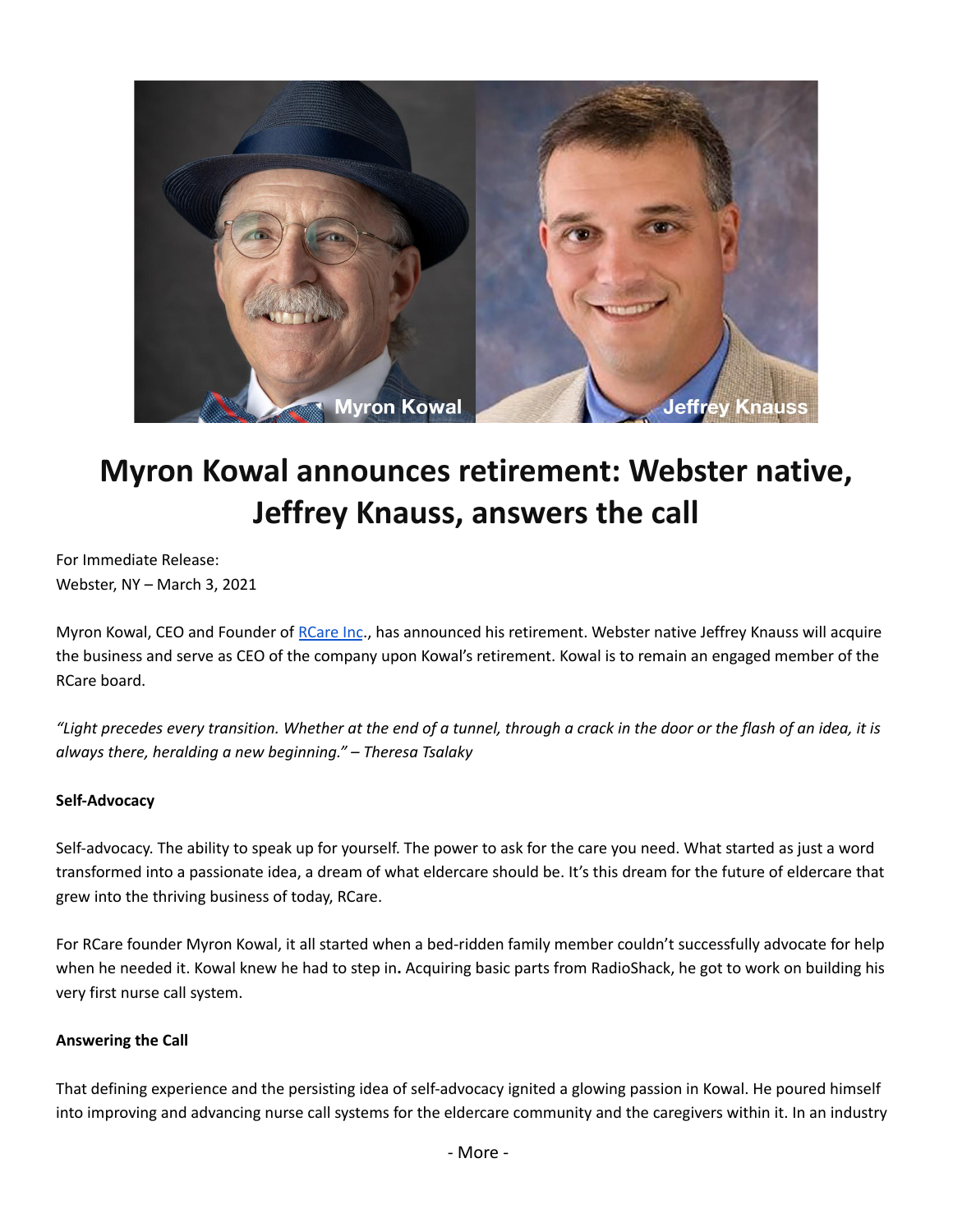# Myron Kowal announces retirement: Webster native, Jeffrey Knauss, answers the call

For Immediate Release:
Webster, NY – March 3, 2021

Myron Kowal, CEO and Founder of RCare Inc., has announced his retirement. Webster native Jeffrey Knauss will acquire the business and serve as CEO of the company upon Kowal's retirement. Kowal is to remain an engaged member of the RCare board.

*"Light precedes every transition. Whether at the end of a tunnel, through a crack in the door or the flash of an idea, it is always there, heralding a new beginning." – Theresa Tsalaky*

**Self-Advocacy**

Self-advocacy. The ability to speak up for yourself. The power to ask for the care you need. What started as just a word transformed into a passionate idea, a dream of what eldercare should be. It's this dream for the future of eldercare that grew into the thriving business of today, RCare.

For RCare founder Myron Kowal, it all started when a bed-ridden family member couldn't successfully advocate for help when he needed it. Kowal knew he had to step in. Acquiring basic parts from RadioShack, he got to work on building his very first nurse call system.

**Answering the Call**

That defining experience and the persisting idea of self-advocacy ignited a glowing passion in Kowal. He poured himself into improving and advancing nurse call systems for the eldercare community and the caregivers within it. In an industry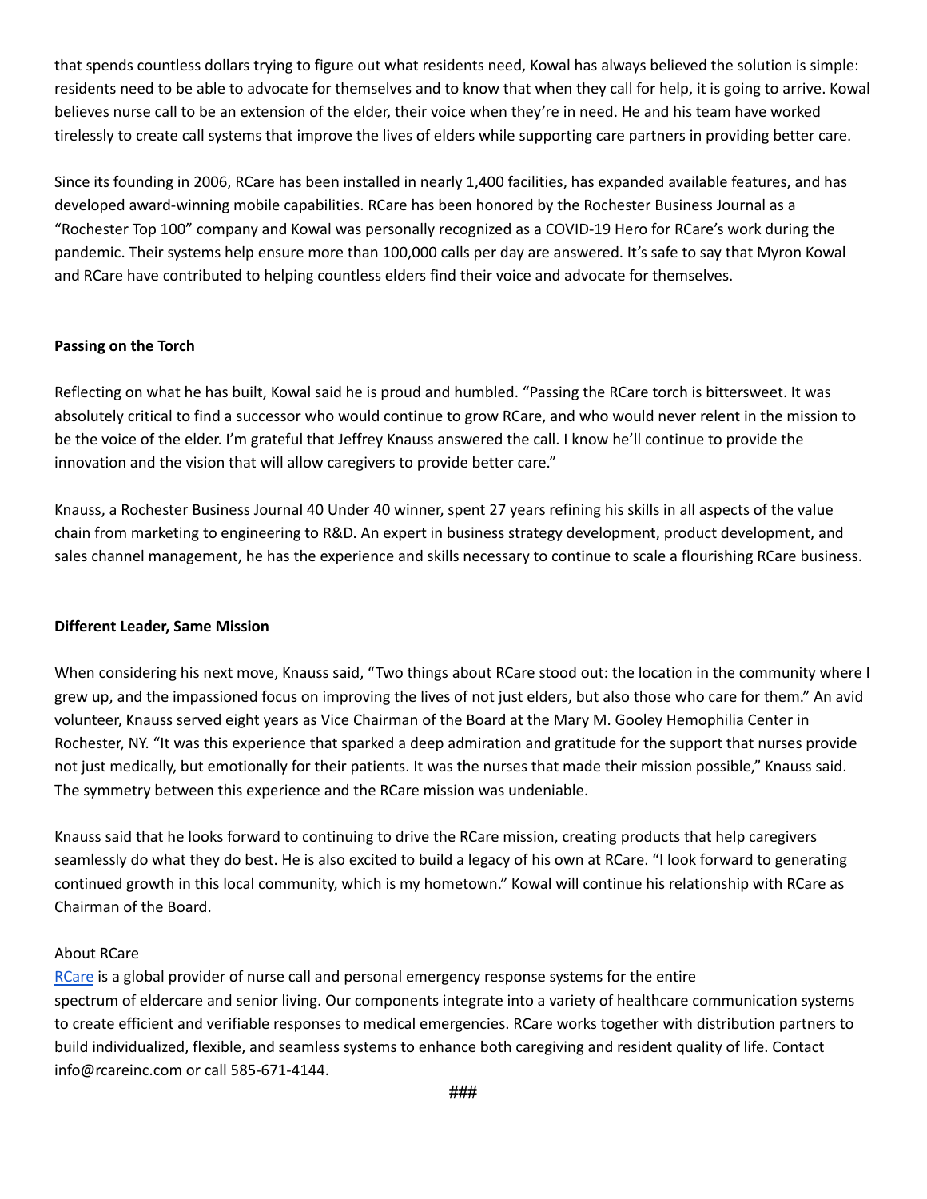that spends countless dollars trying to figure out what residents need, Kowal has always believed the solution is simple: residents need to be able to advocate for themselves and to know that when they call for help, it is going to arrive. Kowal believes nurse call to be an extension of the elder, their voice when they're in need. He and his team have worked tirelessly to create call systems that improve the lives of elders while supporting care partners in providing better care.

Since its founding in 2006, RCare has been installed in nearly 1,400 facilities, has expanded available features, and has developed award-winning mobile capabilities. RCare has been honored by the Rochester Business Journal as a "Rochester Top 100" company and Kowal was personally recognized as a COVID-19 Hero for RCare's work during the pandemic. Their systems help ensure more than 100,000 calls per day are answered. It's safe to say that Myron Kowal and RCare have contributed to helping countless elders find their voice and advocate for themselves.

**Passing on the Torch**

Reflecting on what he has built, Kowal said he is proud and humbled. "Passing the RCare torch is bittersweet. It was absolutely critical to find a successor who would continue to grow RCare, and who would never relent in the mission to be the voice of the elder. I'm grateful that Jeffrey Knauss answered the call. I know he'll continue to provide the innovation and the vision that will allow caregivers to provide better care."

Knauss, a Rochester Business Journal 40 Under 40 winner, spent 27 years refining his skills in all aspects of the value chain from marketing to engineering to R&D. An expert in business strategy development, product development, and sales channel management, he has the experience and skills necessary to continue to scale a flourishing RCare business.

**Different Leader, Same Mission**

When considering his next move, Knauss said, "Two things about RCare stood out: the location in the community where I grew up, and the impassioned focus on improving the lives of not just elders, but also those who care for them." An avid volunteer, Knauss served eight years as Vice Chairman of the Board at the Mary M. Gooley Hemophilia Center in Rochester, NY. "It was this experience that sparked a deep admiration and gratitude for the support that nurses provide not just medically, but emotionally for their patients. It was the nurses that made their mission possible," Knauss said. The symmetry between this experience and the RCare mission was undeniable.

Knauss said that he looks forward to continuing to drive the RCare mission, creating products that help caregivers seamlessly do what they do best. He is also excited to build a legacy of his own at RCare. "I look forward to generating continued growth in this local community, which is my hometown." Kowal will continue his relationship with RCare as Chairman of the Board.

About RCare

RCare is a global provider of nurse call and personal emergency response systems for the entire spectrum of eldercare and senior living. Our components integrate into a variety of healthcare communication systems to create efficient and verifiable responses to medical emergencies. RCare works together with distribution partners to build individualized, flexible, and seamless systems to enhance both caregiving and resident quality of life. Contact info@rcareinc.com or call 585-671-4144.

###